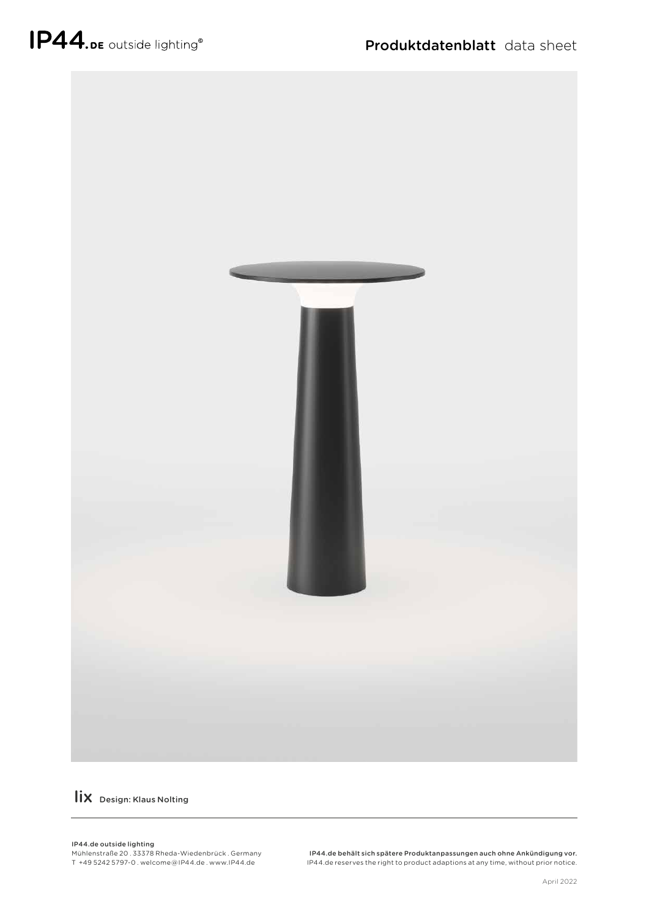IP44.DE outside lighting®

# Produktdatenblatt data sheet

# lix Design: Klaus Nolting

**IP44.de outside lighting**
Mühlenstraße 20 . 33378 Rheda-Wiedenbrück . Germany
T +49 5242 5797-0 . welcome@IP44.de . www.IP44.de

**IP44.de behält sich spätere Produktanpassungen auch ohne Ankündigung vor.**
IP44.de reserves the right to product adaptions at any time, without prior notice.

April 2022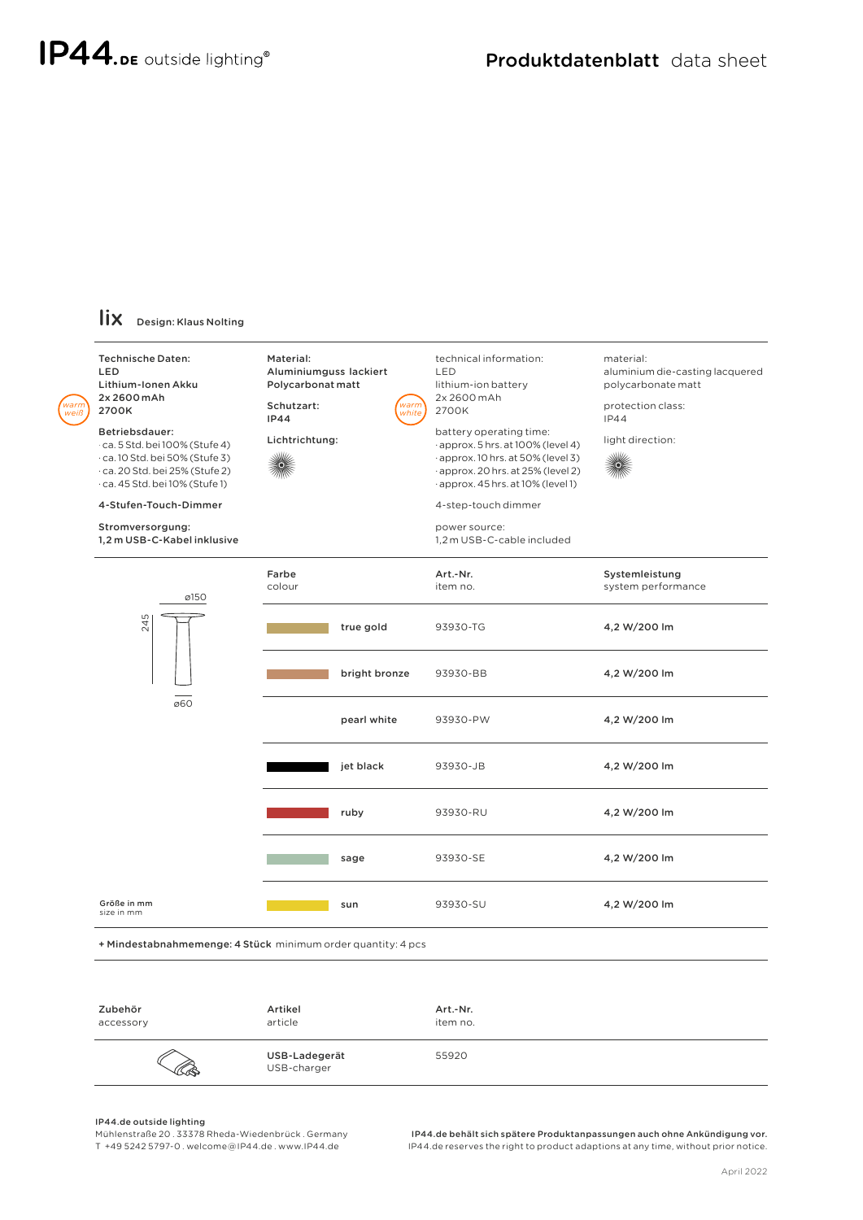# lix

Design: Klaus Nolting

**Technische Daten:**
**LED**
**Lithium-Ionen Akku**
**2x 2600 mAh**
**2700K**

warm weiß

**Betriebsdauer:**
· ca. 5 Std. bei 100% (Stufe 4)
· ca. 10 Std. bei 50% (Stufe 3)
· ca. 20 Std. bei 25% (Stufe 2)
· ca. 45 Std. bei 10% (Stufe 1)

**4-Stufen-Touch-Dimmer**

**Stromversorgung:**
**1,2 m USB-C-Kabel inklusive**

**Material:**
**Aluminiumguss lackiert**
**Polycarbonat matt**

**Schutzart:**
**IP44**

**Lichtrichtung:**

technical information:
LED
lithium-ion battery
2x 2600 mAh
2700K

warm white

battery operating time:
· approx. 5 hrs. at 100% (level 4)
· approx. 10 hrs. at 50% (level 3)
· approx. 20 hrs. at 25% (level 2)
· approx. 45 hrs. at 10% (level 1)

4-step-touch dimmer

power source:
1,2 m USB-C-cable included

material:
aluminium die-casting lacquered
polycarbonate matt

protection class:
IP44

light direction:

ø150
245
ø60

Größe in mm
size in mm

| Farbe colour | Art.-Nr. item no. | Systemleistung system performance |
|---|---|---|
| true gold | 93930-TG | **4,2 W/200 lm** |
| bright bronze | 93930-BB | **4,2 W/200 lm** |
| pearl white | 93930-PW | **4,2 W/200 lm** |
| jet black | 93930-JB | **4,2 W/200 lm** |
| ruby | 93930-RU | **4,2 W/200 lm** |
| sage | 93930-SE | **4,2 W/200 lm** |
| sun | 93930-SU | **4,2 W/200 lm** |

**+ Mindestabnahmemenge: 4 Stück** minimum order quantity: 4 pcs

| Zubehör accessory | Artikel article | Art.-Nr. item no. |
|---|---|---|
| | **USB-Ladegerät** USB-charger | 55920 |

**IP44.de outside lighting**
Mühlenstraße 20 . 33378 Rheda-Wiedenbrück . Germany
T +49 5242 5797-0 . welcome@IP44.de . www.IP44.de

**IP44.de behält sich spätere Produktanpassungen auch ohne Ankündigung vor.**
IP44.de reserves the right to product adaptions at any time, without prior notice.

April 2022